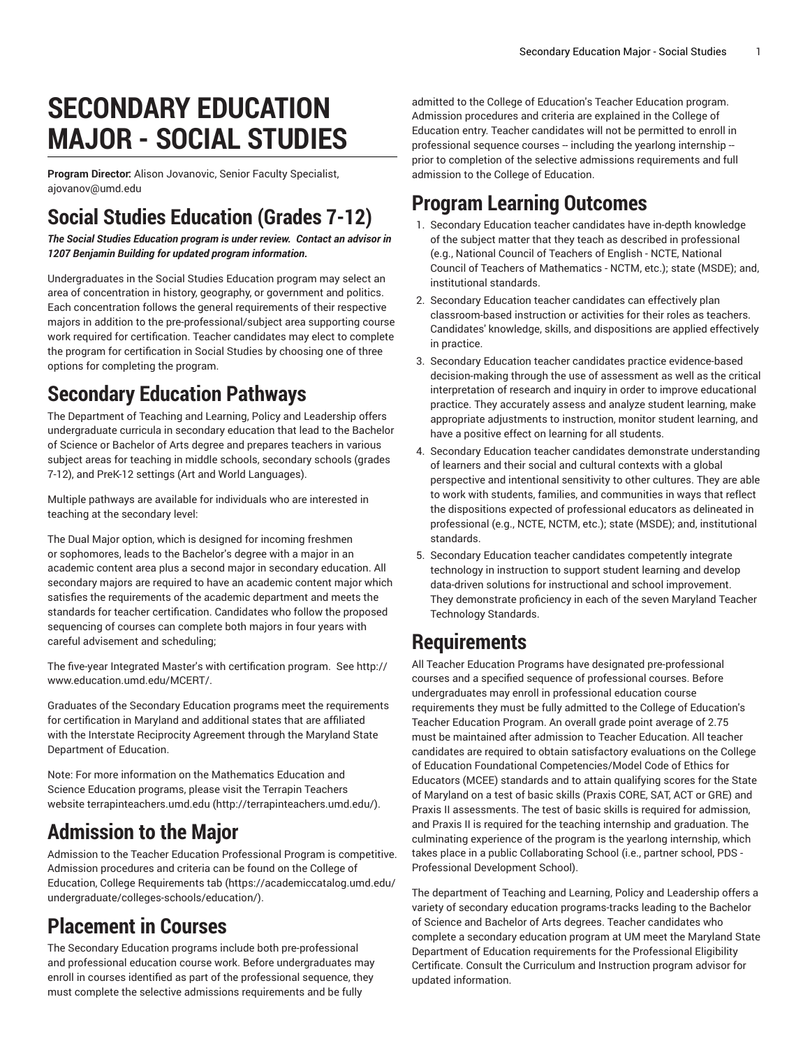# SECONDARY EDUCATION MAJOR - SOCIAL STUDIES

**Program Director:** Alison Jovanovic, Senior Faculty Specialist, ajovanov@umd.edu

## Social Studies Education (Grades 7-12)

***The Social Studies Education program is under review. Contact an advisor in 1207 Benjamin Building for updated program information.***

Undergraduates in the Social Studies Education program may select an area of concentration in history, geography, or government and politics. Each concentration follows the general requirements of their respective majors in addition to the pre-professional/subject area supporting course work required for certification. Teacher candidates may elect to complete the program for certification in Social Studies by choosing one of three options for completing the program.

## Secondary Education Pathways

The Department of Teaching and Learning, Policy and Leadership offers undergraduate curricula in secondary education that lead to the Bachelor of Science or Bachelor of Arts degree and prepares teachers in various subject areas for teaching in middle schools, secondary schools (grades 7-12), and PreK-12 settings (Art and World Languages).

Multiple pathways are available for individuals who are interested in teaching at the secondary level:

The Dual Major option, which is designed for incoming freshmen or sophomores, leads to the Bachelor's degree with a major in an academic content area plus a second major in secondary education. All secondary majors are required to have an academic content major which satisfies the requirements of the academic department and meets the standards for teacher certification. Candidates who follow the proposed sequencing of courses can complete both majors in four years with careful advisement and scheduling;

The five-year Integrated Master's with certification program. See http://www.education.umd.edu/MCERT/.

Graduates of the Secondary Education programs meet the requirements for certification in Maryland and additional states that are affiliated with the Interstate Reciprocity Agreement through the Maryland State Department of Education.

Note: For more information on the Mathematics Education and Science Education programs, please visit the Terrapin Teachers website terrapinteachers.umd.edu (http://terrapinteachers.umd.edu/).

## Admission to the Major

Admission to the Teacher Education Professional Program is competitive. Admission procedures and criteria can be found on the College of Education, College Requirements tab (https://academiccatalog.umd.edu/undergraduate/colleges-schools/education/).

## Placement in Courses

The Secondary Education programs include both pre-professional and professional education course work. Before undergraduates may enroll in courses identified as part of the professional sequence, they must complete the selective admissions requirements and be fully admitted to the College of Education's Teacher Education program. Admission procedures and criteria are explained in the College of Education entry. Teacher candidates will not be permitted to enroll in professional sequence courses -- including the yearlong internship -- prior to completion of the selective admissions requirements and full admission to the College of Education.

## Program Learning Outcomes

1. Secondary Education teacher candidates have in-depth knowledge of the subject matter that they teach as described in professional (e.g., National Council of Teachers of English - NCTE, National Council of Teachers of Mathematics - NCTM, etc.); state (MSDE); and, institutional standards.
2. Secondary Education teacher candidates can effectively plan classroom-based instruction or activities for their roles as teachers. Candidates' knowledge, skills, and dispositions are applied effectively in practice.
3. Secondary Education teacher candidates practice evidence-based decision-making through the use of assessment as well as the critical interpretation of research and inquiry in order to improve educational practice. They accurately assess and analyze student learning, make appropriate adjustments to instruction, monitor student learning, and have a positive effect on learning for all students.
4. Secondary Education teacher candidates demonstrate understanding of learners and their social and cultural contexts with a global perspective and intentional sensitivity to other cultures. They are able to work with students, families, and communities in ways that reflect the dispositions expected of professional educators as delineated in professional (e.g., NCTE, NCTM, etc.); state (MSDE); and, institutional standards.
5. Secondary Education teacher candidates competently integrate technology in instruction to support student learning and develop data-driven solutions for instructional and school improvement. They demonstrate proficiency in each of the seven Maryland Teacher Technology Standards.

## Requirements

All Teacher Education Programs have designated pre-professional courses and a specified sequence of professional courses. Before undergraduates may enroll in professional education course requirements they must be fully admitted to the College of Education's Teacher Education Program. An overall grade point average of 2.75 must be maintained after admission to Teacher Education. All teacher candidates are required to obtain satisfactory evaluations on the College of Education Foundational Competencies/Model Code of Ethics for Educators (MCEE) standards and to attain qualifying scores for the State of Maryland on a test of basic skills (Praxis CORE, SAT, ACT or GRE) and Praxis II assessments. The test of basic skills is required for admission, and Praxis II is required for the teaching internship and graduation. The culminating experience of the program is the yearlong internship, which takes place in a public Collaborating School (i.e., partner school, PDS - Professional Development School).

The department of Teaching and Learning, Policy and Leadership offers a variety of secondary education programs-tracks leading to the Bachelor of Science and Bachelor of Arts degrees. Teacher candidates who complete a secondary education program at UM meet the Maryland State Department of Education requirements for the Professional Eligibility Certificate. Consult the Curriculum and Instruction program advisor for updated information.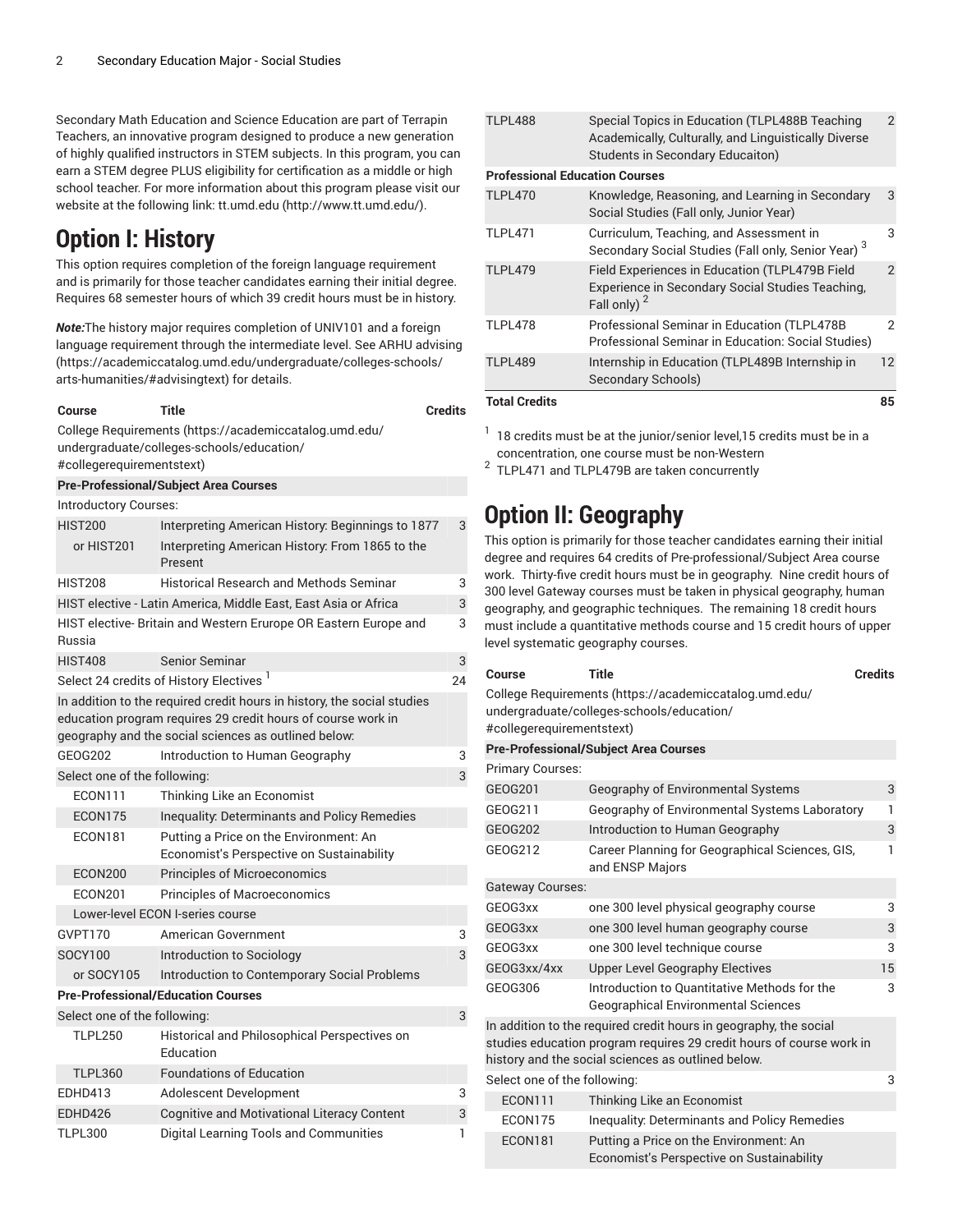Secondary Math Education and Science Education are part of Terrapin Teachers, an innovative program designed to produce a new generation of highly qualified instructors in STEM subjects. In this program, you can earn a STEM degree PLUS eligibility for certification as a middle or high school teacher. For more information about this program please visit our website at the following link: tt.umd.edu (http://www.tt.umd.edu/).

# Option I: History

This option requires completion of the foreign language requirement and is primarily for those teacher candidates earning their initial degree. Requires 68 semester hours of which 39 credit hours must be in history.

***Note:***The history major requires completion of UNIV101 and a foreign language requirement through the intermediate level. See ARHU advising (https://academiccatalog.umd.edu/undergraduate/colleges-schools/arts-humanities/#advisingtext) for details.

| Course | Title | Credits |
|---|---|---|
| College Requirements (https://academiccatalog.umd.edu/undergraduate/colleges-schools/education/#collegerequirementstext) | | |
| **Pre-Professional/Subject Area Courses** | | |
| Introductory Courses: | | |
| HIST200 | Interpreting American History: Beginnings to 1877 | 3 |
| or HIST201 | Interpreting American History: From 1865 to the Present | |
| HIST208 | Historical Research and Methods Seminar | 3 |
| HIST elective - Latin America, Middle East, East Asia or Africa | | 3 |
| HIST elective- Britain and Western Erurope OR Eastern Europe and Russia | | 3 |
| HIST408 | Senior Seminar | 3 |
| Select 24 credits of History Electives [1] | | 24 |
| In addition to the required credit hours in history, the social studies education program requires 29 credit hours of course work in geography and the social sciences as outlined below: | | |
| GEOG202 | Introduction to Human Geography | 3 |
| Select one of the following: | | 3 |
| ECON111 | Thinking Like an Economist | |
| ECON175 | Inequality: Determinants and Policy Remedies | |
| ECON181 | Putting a Price on the Environment: An Economist's Perspective on Sustainability | |
| ECON200 | Principles of Microeconomics | |
| ECON201 | Principles of Macroeconomics | |
| Lower-level ECON I-series course | | |
| GVPT170 | American Government | 3 |
| SOCY100 | Introduction to Sociology | 3 |
| or SOCY105 | Introduction to Contemporary Social Problems | |
| **Pre-Professional/Education Courses** | | |
| Select one of the following: | | 3 |
| TLPL250 | Historical and Philosophical Perspectives on Education | |
| TLPL360 | Foundations of Education | |
| EDHD413 | Adolescent Development | 3 |
| EDHD426 | Cognitive and Motivational Literacy Content | 3 |
| TLPL300 | Digital Learning Tools and Communities | 1 |
| TLPL488 | Special Topics in Education (TLPL488B Teaching Academically, Culturally, and Linguistically Diverse Students in Secondary Educaiton) | 2 |
| **Professional Education Courses** | | |
| TLPL470 | Knowledge, Reasoning, and Learning in Secondary Social Studies (Fall only, Junior Year) | 3 |
| TLPL471 | Curriculum, Teaching, and Assessment in Secondary Social Studies (Fall only, Senior Year) [3] | 3 |
| TLPL479 | Field Experiences in Education (TLPL479B Field Experience in Secondary Social Studies Teaching, Fall only) [2] | 2 |
| TLPL478 | Professional Seminar in Education (TLPL478B Professional Seminar in Education: Social Studies) | 2 |
| TLPL489 | Internship in Education (TLPL489B Internship in Secondary Schools) | 12 |
| **Total Credits** | | **85** |

[1] 18 credits must be at the junior/senior level,15 credits must be in a concentration, one course must be non-Western

[2] TLPL471 and TLPL479B are taken concurrently

# Option II: Geography

This option is primarily for those teacher candidates earning their initial degree and requires 64 credits of Pre-professional/Subject Area course work. Thirty-five credit hours must be in geography. Nine credit hours of 300 level Gateway courses must be taken in physical geography, human geography, and geographic techniques. The remaining 18 credit hours must include a quantitative methods course and 15 credit hours of upper level systematic geography courses.

| Course | Title | Credits |
|---|---|---|
| College Requirements (https://academiccatalog.umd.edu/undergraduate/colleges-schools/education/#collegerequirementstext) | | |
| **Pre-Professional/Subject Area Courses** | | |
| Primary Courses: | | |
| GEOG201 | Geography of Environmental Systems | 3 |
| GEOG211 | Geography of Environmental Systems Laboratory | 1 |
| GEOG202 | Introduction to Human Geography | 3 |
| GEOG212 | Career Planning for Geographical Sciences, GIS, and ENSP Majors | 1 |
| Gateway Courses: | | |
| GEOG3xx | one 300 level physical geography course | 3 |
| GEOG3xx | one 300 level human geography course | 3 |
| GEOG3xx | one 300 level technique course | 3 |
| GEOG3xx/4xx | Upper Level Geography Electives | 15 |
| GEOG306 | Introduction to Quantitative Methods for the Geographical Environmental Sciences | 3 |
| In addition to the required credit hours in geography, the social studies education program requires 29 credit hours of course work in history and the social sciences as outlined below. | | |
| Select one of the following: | | 3 |
| ECON111 | Thinking Like an Economist | |
| ECON175 | Inequality: Determinants and Policy Remedies | |
| ECON181 | Putting a Price on the Environment: An Economist's Perspective on Sustainability | |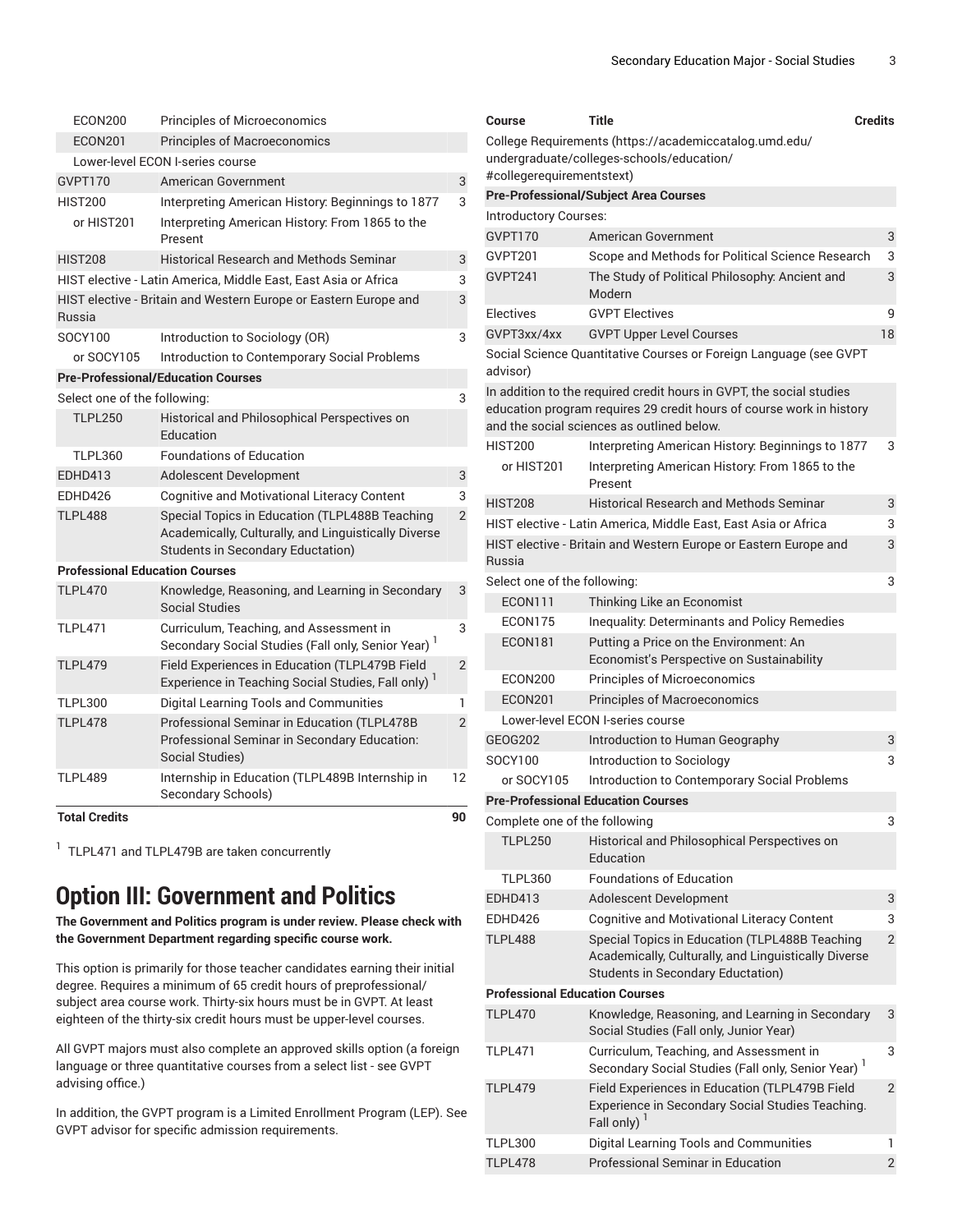| Course | Title | Credits |
|---|---|---|
| ECON200 | Principles of Microeconomics | |
| ECON201 | Principles of Macroeconomics | |
| Lower-level ECON I-series course | | |
| GVPT170 | American Government | 3 |
| HIST200 | Interpreting American History: Beginnings to 1877 | 3 |
| or HIST201 | Interpreting American History: From 1865 to the Present | |
| HIST208 | Historical Research and Methods Seminar | 3 |
| HIST elective - Latin America, Middle East, East Asia or Africa | | 3 |
| HIST elective - Britain and Western Europe or Eastern Europe and Russia | | 3 |
| SOCY100 | Introduction to Sociology (OR) | 3 |
| or SOCY105 | Introduction to Contemporary Social Problems | |
| **Pre-Professional/Education Courses** | | |
| Select one of the following: | | 3 |
| TLPL250 | Historical and Philosophical Perspectives on Education | |
| TLPL360 | Foundations of Education | |
| EDHD413 | Adolescent Development | 3 |
| EDHD426 | Cognitive and Motivational Literacy Content | 3 |
| TLPL488 | Special Topics in Education (TLPL488B Teaching Academically, Culturally, and Linguistically Diverse Students in Secondary Eductation) | 2 |
| **Professional Education Courses** | | |
| TLPL470 | Knowledge, Reasoning, and Learning in Secondary Social Studies | 3 |
| TLPL471 | Curriculum, Teaching, and Assessment in Secondary Social Studies (Fall only, Senior Year) [1] | 3 |
| TLPL479 | Field Experiences in Education (TLPL479B Field Experience in Teaching Social Studies, Fall only) [1] | 2 |
| TLPL300 | Digital Learning Tools and Communities | 1 |
| TLPL478 | Professional Seminar in Education (TLPL478B Professional Seminar in Secondary Education: Social Studies) | 2 |
| TLPL489 | Internship in Education (TLPL489B Internship in Secondary Schools) | 12 |
| **Total Credits** | | **90** |

[1] TLPL471 and TLPL479B are taken concurrently

## Option III: Government and Politics

**The Government and Politics program is under review. Please check with the Government Department regarding specific course work.**

This option is primarily for those teacher candidates earning their initial degree. Requires a minimum of 65 credit hours of preprofessional/ subject area course work. Thirty-six hours must be in GVPT. At least eighteen of the thirty-six credit hours must be upper-level courses.

All GVPT majors must also complete an approved skills option (a foreign language or three quantitative courses from a select list - see GVPT advising office.)

In addition, the GVPT program is a Limited Enrollment Program (LEP). See GVPT advisor for specific admission requirements.

| Course | Title | Credits |
|---|---|---|
| College Requirements (https://academiccatalog.umd.edu/undergraduate/colleges-schools/education/#collegerequirementstext) | | |
| **Pre-Professional/Subject Area Courses** | | |
| Introductory Courses: | | |
| GVPT170 | American Government | 3 |
| GVPT201 | Scope and Methods for Political Science Research | 3 |
| GVPT241 | The Study of Political Philosophy: Ancient and Modern | 3 |
| Electives | GVPT Electives | 9 |
| GVPT3xx/4xx | GVPT Upper Level Courses | 18 |
| Social Science Quantitative Courses or Foreign Language (see GVPT advisor) | | |
| In addition to the required credit hours in GVPT, the social studies education program requires 29 credit hours of course work in history and the social sciences as outlined below. | | |
| HIST200 | Interpreting American History: Beginnings to 1877 | 3 |
| or HIST201 | Interpreting American History: From 1865 to the Present | |
| HIST208 | Historical Research and Methods Seminar | 3 |
| HIST elective - Latin America, Middle East, East Asia or Africa | | 3 |
| HIST elective - Britain and Western Europe or Eastern Europe and Russia | | 3 |
| Select one of the following: | | 3 |
| ECON111 | Thinking Like an Economist | |
| ECON175 | Inequality: Determinants and Policy Remedies | |
| ECON181 | Putting a Price on the Environment: An Economist's Perspective on Sustainability | |
| ECON200 | Principles of Microeconomics | |
| ECON201 | Principles of Macroeconomics | |
| Lower-level ECON I-series course | | |
| GEOG202 | Introduction to Human Geography | 3 |
| SOCY100 | Introduction to Sociology | 3 |
| or SOCY105 | Introduction to Contemporary Social Problems | |
| **Pre-Professional Education Courses** | | |
| Complete one of the following | | 3 |
| TLPL250 | Historical and Philosophical Perspectives on Education | |
| TLPL360 | Foundations of Education | |
| EDHD413 | Adolescent Development | 3 |
| EDHD426 | Cognitive and Motivational Literacy Content | 3 |
| TLPL488 | Special Topics in Education (TLPL488B Teaching Academically, Culturally, and Linguistically Diverse Students in Secondary Eductation) | 2 |
| **Professional Education Courses** | | |
| TLPL470 | Knowledge, Reasoning, and Learning in Secondary Social Studies (Fall only, Junior Year) | 3 |
| TLPL471 | Curriculum, Teaching, and Assessment in Secondary Social Studies (Fall only, Senior Year) [1] | 3 |
| TLPL479 | Field Experiences in Education (TLPL479B Field Experience in Secondary Social Studies Teaching. Fall only) [1] | 2 |
| TLPL300 | Digital Learning Tools and Communities | 1 |
| TLPL478 | Professional Seminar in Education | 2 |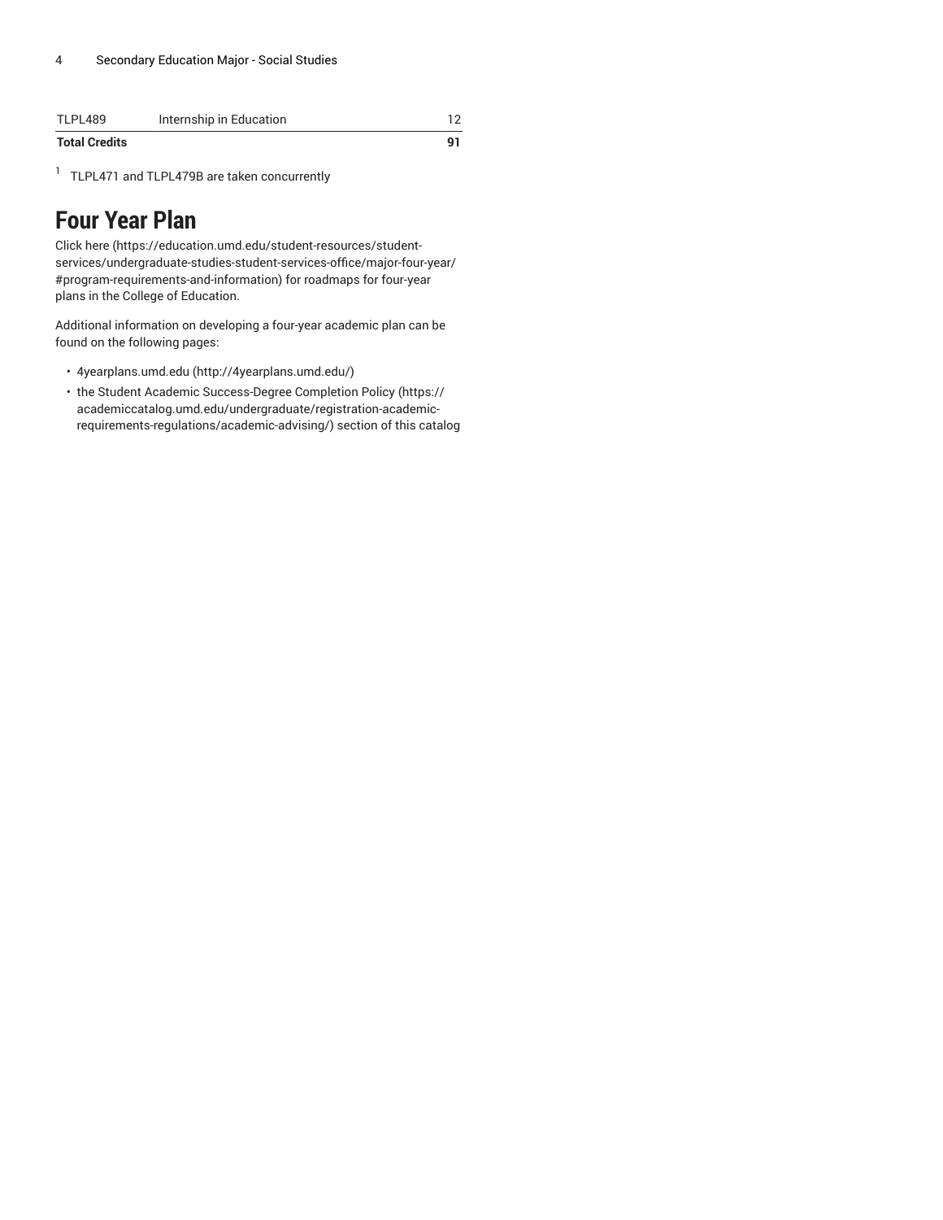| | | |
|---|---|---|
| TLPL489 | Internship in Education | 12 |
| **Total Credits** | | **91** |

[1] TLPL471 and TLPL479B are taken concurrently

# Four Year Plan

Click here (https://education.umd.edu/student-resources/student-services/undergraduate-studies-student-services-office/major-four-year/#program-requirements-and-information) for roadmaps for four-year plans in the College of Education.

Additional information on developing a four-year academic plan can be found on the following pages:

- 4yearplans.umd.edu (http://4yearplans.umd.edu/)
- the Student Academic Success-Degree Completion Policy (https://academiccatalog.umd.edu/undergraduate/registration-academic-requirements-regulations/academic-advising/) section of this catalog